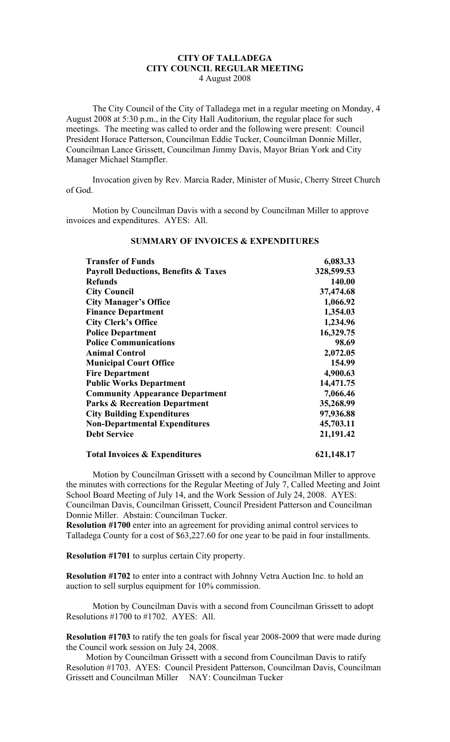# CITY OF TALLADEGA
## CITY COUNCIL REGULAR MEETING
4 August 2008

The City Council of the City of Talladega met in a regular meeting on Monday, 4 August 2008 at 5:30 p.m., in the City Hall Auditorium, the regular place for such meetings. The meeting was called to order and the following were present: Council President Horace Patterson, Councilman Eddie Tucker, Councilman Donnie Miller, Councilman Lance Grissett, Councilman Jimmy Davis, Mayor Brian York and City Manager Michael Stampfler.

Invocation given by Rev. Marcia Rader, Minister of Music, Cherry Street Church of God.

Motion by Councilman Davis with a second by Councilman Miller to approve invoices and expenditures. AYES: All.

### SUMMARY OF INVOICES & EXPENDITURES

| | |
|---|---|
| **Transfer of Funds** | **6,083.33** |
| **Payroll Deductions, Benefits & Taxes** | **328,599.53** |
| **Refunds** | **140.00** |
| **City Council** | **37,474.68** |
| **City Manager's Office** | **1,066.92** |
| **Finance Department** | **1,354.03** |
| **City Clerk's Office** | **1,234.96** |
| **Police Department** | **16,329.75** |
| **Police Communications** | **98.69** |
| **Animal Control** | **2,072.05** |
| **Municipal Court Office** | **154.99** |
| **Fire Department** | **4,900.63** |
| **Public Works Department** | **14,471.75** |
| **Community Appearance Department** | **7,066.46** |
| **Parks & Recreation Department** | **35,268.99** |
| **City Building Expenditures** | **97,936.88** |
| **Non-Departmental Expenditures** | **45,703.11** |
| **Debt Service** | **21,191.42** |
| **Total Invoices & Expenditures** | **621,148.17** |

Motion by Councilman Grissett with a second by Councilman Miller to approve the minutes with corrections for the Regular Meeting of July 7, Called Meeting and Joint School Board Meeting of July 14, and the Work Session of July 24, 2008. AYES: Councilman Davis, Councilman Grissett, Council President Patterson and Councilman Donnie Miller. Abstain: Councilman Tucker.

**Resolution #1700** enter into an agreement for providing animal control services to Talladega County for a cost of $63,227.60 for one year to be paid in four installments.

**Resolution #1701** to surplus certain City property.

**Resolution #1702** to enter into a contract with Johnny Vetra Auction Inc. to hold an auction to sell surplus equipment for 10% commission.

Motion by Councilman Davis with a second from Councilman Grissett to adopt Resolutions #1700 to #1702. AYES: All.

**Resolution #1703** to ratify the ten goals for fiscal year 2008-2009 that were made during the Council work session on July 24, 2008.

Motion by Councilman Grissett with a second from Councilman Davis to ratify Resolution #1703. AYES: Council President Patterson, Councilman Davis, Councilman Grissett and Councilman Miller NAY: Councilman Tucker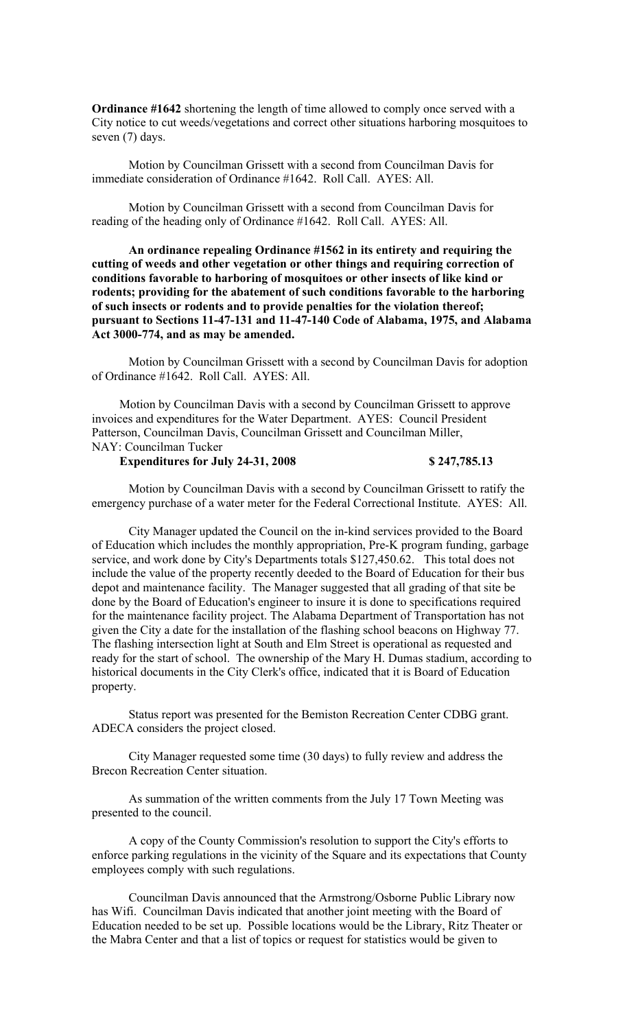**Ordinance #1642** shortening the length of time allowed to comply once served with a City notice to cut weeds/vegetations and correct other situations harboring mosquitoes to seven (7) days.

Motion by Councilman Grissett with a second from Councilman Davis for immediate consideration of Ordinance #1642. Roll Call. AYES: All.

Motion by Councilman Grissett with a second from Councilman Davis for reading of the heading only of Ordinance #1642. Roll Call. AYES: All.

**An ordinance repealing Ordinance #1562 in its entirety and requiring the cutting of weeds and other vegetation or other things and requiring correction of conditions favorable to harboring of mosquitoes or other insects of like kind or rodents; providing for the abatement of such conditions favorable to the harboring of such insects or rodents and to provide penalties for the violation thereof; pursuant to Sections 11-47-131 and 11-47-140 Code of Alabama, 1975, and Alabama Act 3000-774, and as may be amended.**

Motion by Councilman Grissett with a second by Councilman Davis for adoption of Ordinance #1642. Roll Call. AYES: All.

Motion by Councilman Davis with a second by Councilman Grissett to approve invoices and expenditures for the Water Department. AYES: Council President Patterson, Councilman Davis, Councilman Grissett and Councilman Miller, NAY: Councilman Tucker

**Expenditures for July 24-31, 2008 $ 247,785.13**

Motion by Councilman Davis with a second by Councilman Grissett to ratify the emergency purchase of a water meter for the Federal Correctional Institute. AYES: All.

City Manager updated the Council on the in-kind services provided to the Board of Education which includes the monthly appropriation, Pre-K program funding, garbage service, and work done by City's Departments totals $127,450.62. This total does not include the value of the property recently deeded to the Board of Education for their bus depot and maintenance facility. The Manager suggested that all grading of that site be done by the Board of Education's engineer to insure it is done to specifications required for the maintenance facility project. The Alabama Department of Transportation has not given the City a date for the installation of the flashing school beacons on Highway 77. The flashing intersection light at South and Elm Street is operational as requested and ready for the start of school. The ownership of the Mary H. Dumas stadium, according to historical documents in the City Clerk's office, indicated that it is Board of Education property.

Status report was presented for the Bemiston Recreation Center CDBG grant. ADECA considers the project closed.

City Manager requested some time (30 days) to fully review and address the Brecon Recreation Center situation.

As summation of the written comments from the July 17 Town Meeting was presented to the council.

A copy of the County Commission's resolution to support the City's efforts to enforce parking regulations in the vicinity of the Square and its expectations that County employees comply with such regulations.

Councilman Davis announced that the Armstrong/Osborne Public Library now has Wifi. Councilman Davis indicated that another joint meeting with the Board of Education needed to be set up. Possible locations would be the Library, Ritz Theater or the Mabra Center and that a list of topics or request for statistics would be given to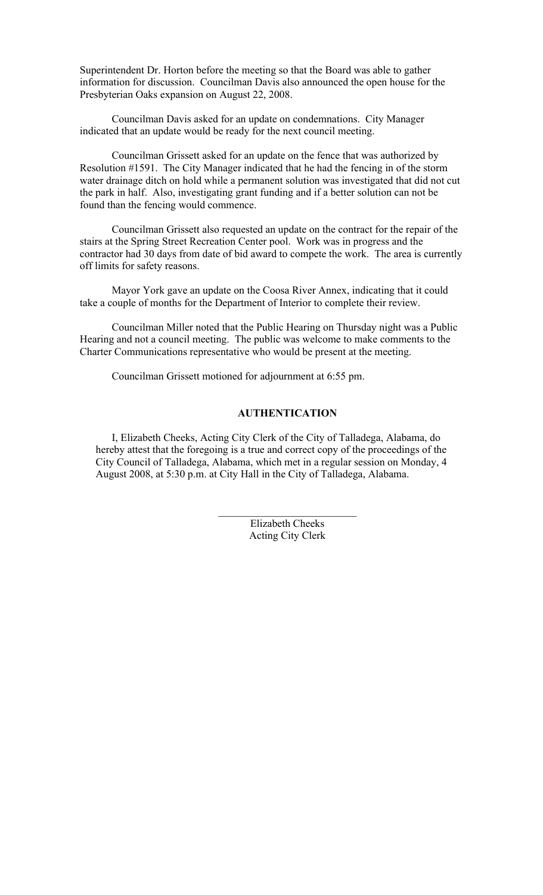Superintendent Dr. Horton before the meeting so that the Board was able to gather information for discussion. Councilman Davis also announced the open house for the Presbyterian Oaks expansion on August 22, 2008.

Councilman Davis asked for an update on condemnations. City Manager indicated that an update would be ready for the next council meeting.

Councilman Grissett asked for an update on the fence that was authorized by Resolution #1591. The City Manager indicated that he had the fencing in of the storm water drainage ditch on hold while a permanent solution was investigated that did not cut the park in half. Also, investigating grant funding and if a better solution can not be found than the fencing would commence.

Councilman Grissett also requested an update on the contract for the repair of the stairs at the Spring Street Recreation Center pool. Work was in progress and the contractor had 30 days from date of bid award to compete the work. The area is currently off limits for safety reasons.

Mayor York gave an update on the Coosa River Annex, indicating that it could take a couple of months for the Department of Interior to complete their review.

Councilman Miller noted that the Public Hearing on Thursday night was a Public Hearing and not a council meeting. The public was welcome to make comments to the Charter Communications representative who would be present at the meeting.

Councilman Grissett motioned for adjournment at 6:55 pm.

## AUTHENTICATION

I, Elizabeth Cheeks, Acting City Clerk of the City of Talladega, Alabama, do hereby attest that the foregoing is a true and correct copy of the proceedings of the City Council of Talladega, Alabama, which met in a regular session on Monday, 4 August 2008, at 5:30 p.m. at City Hall in the City of Talladega, Alabama.

\_\_\_\_\_\_\_\_\_\_\_\_\_\_\_\_\_\_\_\_\_\_\_\_\_\_

Elizabeth Cheeks
Acting City Clerk